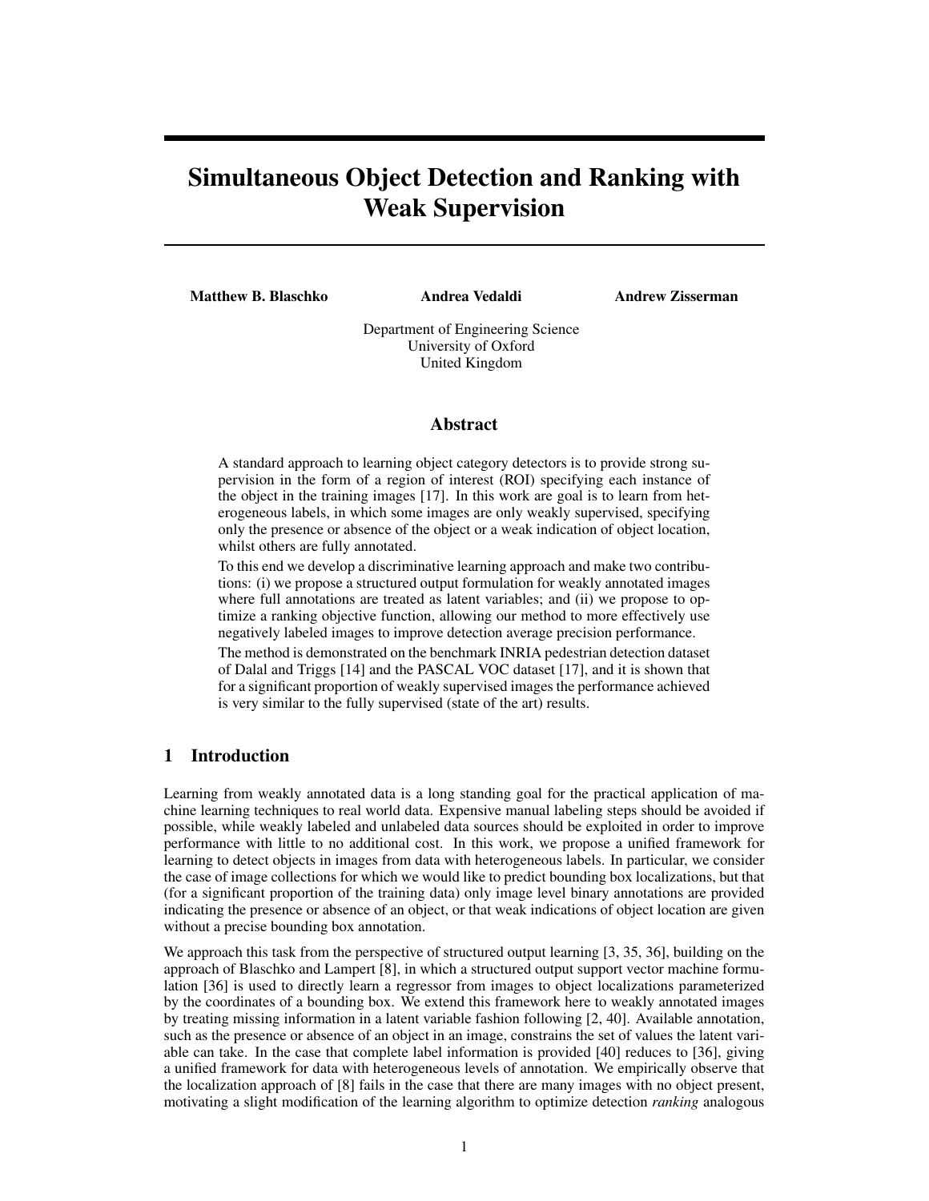# Simultaneous Object Detection and Ranking with Weak Supervision

**Matthew B. Blaschko** **Andrea Vedaldi** **Andrew Zisserman**

Department of Engineering Science
University of Oxford
United Kingdom

## Abstract

A standard approach to learning object category detectors is to provide strong supervision in the form of a region of interest (ROI) specifying each instance of the object in the training images [17]. In this work are goal is to learn from heterogeneous labels, in which some images are only weakly supervised, specifying only the presence or absence of the object or a weak indication of object location, whilst others are fully annotated.

To this end we develop a discriminative learning approach and make two contributions: (i) we propose a structured output formulation for weakly annotated images where full annotations are treated as latent variables; and (ii) we propose to optimize a ranking objective function, allowing our method to more effectively use negatively labeled images to improve detection average precision performance.

The method is demonstrated on the benchmark INRIA pedestrian detection dataset of Dalal and Triggs [14] and the PASCAL VOC dataset [17], and it is shown that for a significant proportion of weakly supervised images the performance achieved is very similar to the fully supervised (state of the art) results.

## 1 Introduction

Learning from weakly annotated data is a long standing goal for the practical application of machine learning techniques to real world data. Expensive manual labeling steps should be avoided if possible, while weakly labeled and unlabeled data sources should be exploited in order to improve performance with little to no additional cost. In this work, we propose a unified framework for learning to detect objects in images from data with heterogeneous labels. In particular, we consider the case of image collections for which we would like to predict bounding box localizations, but that (for a significant proportion of the training data) only image level binary annotations are provided indicating the presence or absence of an object, or that weak indications of object location are given without a precise bounding box annotation.

We approach this task from the perspective of structured output learning [3, 35, 36], building on the approach of Blaschko and Lampert [8], in which a structured output support vector machine formulation [36] is used to directly learn a regressor from images to object localizations parameterized by the coordinates of a bounding box. We extend this framework here to weakly annotated images by treating missing information in a latent variable fashion following [2, 40]. Available annotation, such as the presence or absence of an object in an image, constrains the set of values the latent variable can take. In the case that complete label information is provided [40] reduces to [36], giving a unified framework for data with heterogeneous levels of annotation. We empirically observe that the localization approach of [8] fails in the case that there are many images with no object present, motivating a slight modification of the learning algorithm to optimize detection *ranking* analogous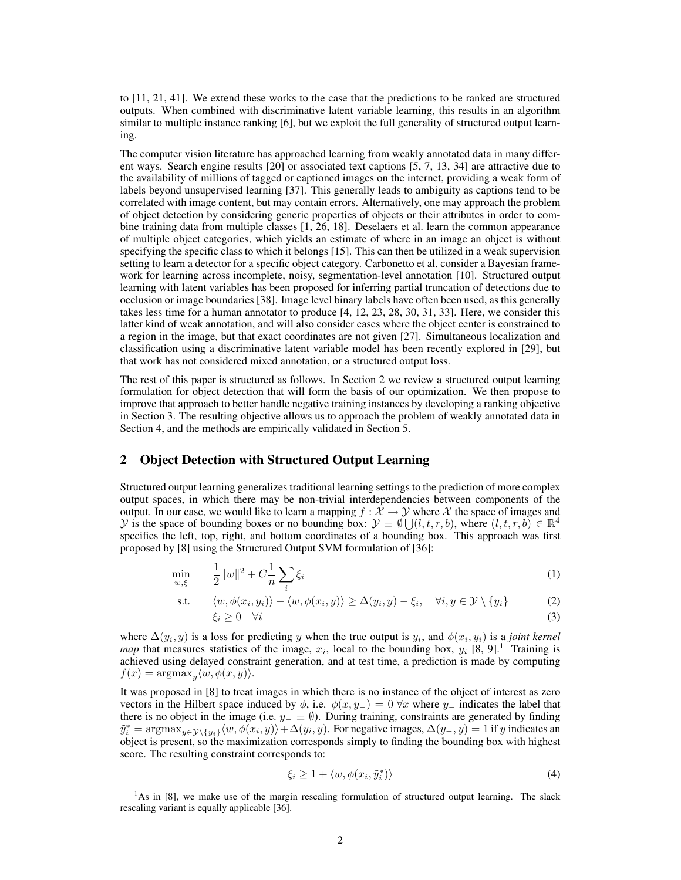to [11, 21, 41]. We extend these works to the case that the predictions to be ranked are structured outputs. When combined with discriminative latent variable learning, this results in an algorithm similar to multiple instance ranking [6], but we exploit the full generality of structured output learning.

The computer vision literature has approached learning from weakly annotated data in many different ways. Search engine results [20] or associated text captions [5, 7, 13, 34] are attractive due to the availability of millions of tagged or captioned images on the internet, providing a weak form of labels beyond unsupervised learning [37]. This generally leads to ambiguity as captions tend to be correlated with image content, but may contain errors. Alternatively, one may approach the problem of object detection by considering generic properties of objects or their attributes in order to combine training data from multiple classes [1, 26, 18]. Deselaers et al. learn the common appearance of multiple object categories, which yields an estimate of where in an image an object is without specifying the specific class to which it belongs [15]. This can then be utilized in a weak supervision setting to learn a detector for a specific object category. Carbonetto et al. consider a Bayesian framework for learning across incomplete, noisy, segmentation-level annotation [10]. Structured output learning with latent variables has been proposed for inferring partial truncation of detections due to occlusion or image boundaries [38]. Image level binary labels have often been used, as this generally takes less time for a human annotator to produce [4, 12, 23, 28, 30, 31, 33]. Here, we consider this latter kind of weak annotation, and will also consider cases where the object center is constrained to a region in the image, but that exact coordinates are not given [27]. Simultaneous localization and classification using a discriminative latent variable model has been recently explored in [29], but that work has not considered mixed annotation, or a structured output loss.

The rest of this paper is structured as follows. In Section 2 we review a structured output learning formulation for object detection that will form the basis of our optimization. We then propose to improve that approach to better handle negative training instances by developing a ranking objective in Section 3. The resulting objective allows us to approach the problem of weakly annotated data in Section 4, and the methods are empirically validated in Section 5.

## 2 Object Detection with Structured Output Learning

Structured output learning generalizes traditional learning settings to the prediction of more complex output spaces, in which there may be non-trivial interdependencies between components of the output. In our case, we would like to learn a mapping $f : \mathcal{X} \rightarrow \mathcal{Y}$ where $\mathcal{X}$ the space of images and $\mathcal{Y}$ is the space of bounding boxes or no bounding box: $\mathcal{Y} \equiv \emptyset \bigcup (l, t, r, b)$, where $(l, t, r, b) \in \mathbb{R}^4$ specifies the left, top, right, and bottom coordinates of a bounding box. This approach was first proposed by [8] using the Structured Output SVM formulation of [36]:

$$\min_{w,\xi} \quad \frac{1}{2}\|w\|^2 + C\frac{1}{n}\sum_i \xi_i \tag{1}$$

$$\text{s.t.} \quad \langle w, \phi(x_i, y_i)\rangle - \langle w, \phi(x_i, y)\rangle \geq \Delta(y_i, y) - \xi_i, \quad \forall i, y \in \mathcal{Y} \setminus \{y_i\} \tag{2}$$

$$\xi_i \geq 0 \quad \forall i \tag{3}$$

where $\Delta(y_i, y)$ is a loss for predicting $y$ when the true output is $y_i$, and $\phi(x_i, y_i)$ is a *joint kernel map* that measures statistics of the image, $x_i$, local to the bounding box, $y_i$ [8, 9].[1] Training is achieved using delayed constraint generation, and at test time, a prediction is made by computing $f(x) = \operatorname{argmax}_y \langle w, \phi(x, y)\rangle$.

It was proposed in [8] to treat images in which there is no instance of the object of interest as zero vectors in the Hilbert space induced by $\phi$, i.e. $\phi(x, y_-) = 0 \ \forall x$ where $y_-$ indicates the label that there is no object in the image (i.e. $y_- \equiv \emptyset$). During training, constraints are generated by finding $\tilde{y}_i^* = \operatorname{argmax}_{y \in \mathcal{Y}\setminus\{y_i\}} \langle w, \phi(x_i, y)\rangle + \Delta(y_i, y)$. For negative images, $\Delta(y_-, y) = 1$ if $y$ indicates an object is present, so the maximization corresponds simply to finding the bounding box with highest score. The resulting constraint corresponds to:

$$\xi_i \geq 1 + \langle w, \phi(x_i, \tilde{y}_i^*)\rangle \tag{4}$$

[1] As in [8], we make use of the margin rescaling formulation of structured output learning. The slack rescaling variant is equally applicable [36].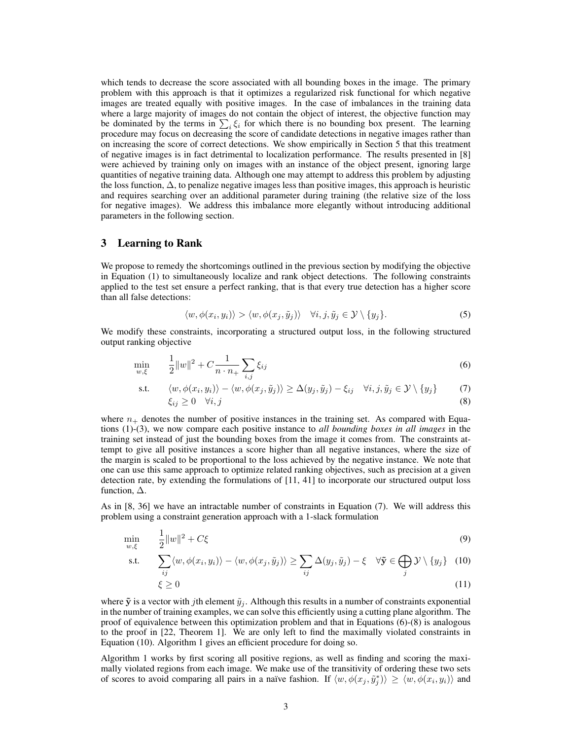which tends to decrease the score associated with all bounding boxes in the image. The primary problem with this approach is that it optimizes a regularized risk functional for which negative images are treated equally with positive images. In the case of imbalances in the training data where a large majority of images do not contain the object of interest, the objective function may be dominated by the terms in $\sum_i \xi_i$ for which there is no bounding box present. The learning procedure may focus on decreasing the score of candidate detections in negative images rather than on increasing the score of correct detections. We show empirically in Section 5 that this treatment of negative images is in fact detrimental to localization performance. The results presented in [8] were achieved by training only on images with an instance of the object present, ignoring large quantities of negative training data. Although one may attempt to address this problem by adjusting the loss function, $\Delta$, to penalize negative images less than positive images, this approach is heuristic and requires searching over an additional parameter during training (the relative size of the loss for negative images). We address this imbalance more elegantly without introducing additional parameters in the following section.

## 3 Learning to Rank

We propose to remedy the shortcomings outlined in the previous section by modifying the objective in Equation (1) to simultaneously localize and rank object detections. The following constraints applied to the test set ensure a perfect ranking, that is that every true detection has a higher score than all false detections:

$$\langle w, \phi(x_i, y_i)\rangle > \langle w, \phi(x_j, \tilde{y}_j)\rangle \quad \forall i, j, \tilde{y}_j \in \mathcal{Y} \setminus \{y_j\}. \tag{5}$$

We modify these constraints, incorporating a structured output loss, in the following structured output ranking objective

$$\min_{w,\xi} \quad \frac{1}{2}\|w\|^2 + C\frac{1}{n \cdot n_+}\sum_{i,j} \xi_{ij} \tag{6}$$

$$\text{s.t.} \quad \langle w, \phi(x_i, y_i)\rangle - \langle w, \phi(x_j, \tilde{y}_j)\rangle \geq \Delta(y_j, \tilde{y}_j) - \xi_{ij} \quad \forall i, j, \tilde{y}_j \in \mathcal{Y} \setminus \{y_j\} \tag{7}$$

$$\xi_{ij} \geq 0 \quad \forall i, j \tag{8}$$

where $n_+$ denotes the number of positive instances in the training set. As compared with Equations (1)-(3), we now compare each positive instance to *all bounding boxes in all images* in the training set instead of just the bounding boxes from the image it comes from. The constraints attempt to give all positive instances a score higher than all negative instances, where the size of the margin is scaled to be proportional to the loss achieved by the negative instance. We note that one can use this same approach to optimize related ranking objectives, such as precision at a given detection rate, by extending the formulations of [11, 41] to incorporate our structured output loss function, $\Delta$.

As in [8, 36] we have an intractable number of constraints in Equation (7). We will address this problem using a constraint generation approach with a 1-slack formulation

$$\min_{w,\xi} \quad \frac{1}{2}\|w\|^2 + C\xi \tag{9}$$

$$\text{s.t.} \quad \sum_{ij} \langle w, \phi(x_i, y_i)\rangle - \langle w, \phi(x_j, \tilde{y}_j)\rangle \geq \sum_{ij} \Delta(y_j, \tilde{y}_j) - \xi \quad \forall \tilde{\mathbf{y}} \in \bigoplus_j \mathcal{Y} \setminus \{y_j\} \tag{10}$$

$$\xi \geq 0 \tag{11}$$

where $\tilde{\mathbf{y}}$ is a vector with $j$th element $\tilde{y}_j$. Although this results in a number of constraints exponential in the number of training examples, we can solve this efficiently using a cutting plane algorithm. The proof of equivalence between this optimization problem and that in Equations (6)-(8) is analogous to the proof in [22, Theorem 1]. We are only left to find the maximally violated constraints in Equation (10). Algorithm 1 gives an efficient procedure for doing so.

Algorithm 1 works by first scoring all positive regions, as well as finding and scoring the maximally violated regions from each image. We make use of the transitivity of ordering these two sets of scores to avoid comparing all pairs in a naïve fashion. If $\langle w, \phi(x_j, \tilde{y}^*_j)\rangle \geq \langle w, \phi(x_i, y_i)\rangle$ and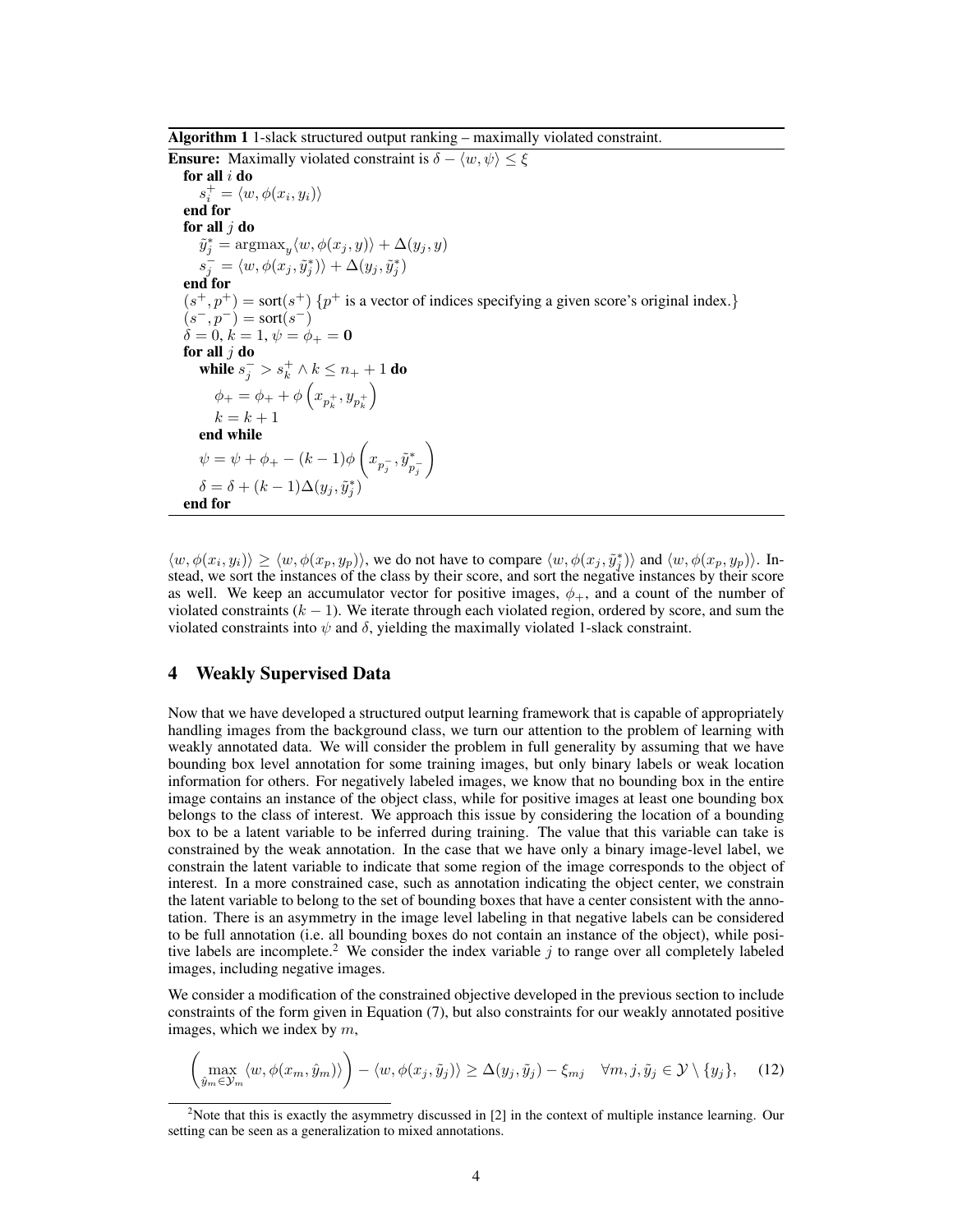**Algorithm 1** 1-slack structured output ranking – maximally violated constraint.

```
Ensure: Maximally violated constraint is δ − ⟨w, ψ⟩ ≤ ξ
  for all i do
      s_i^+ = ⟨w, φ(x_i, y_i)⟩
  end for
  for all j do
      ỹ_j^* = argmax_y ⟨w, φ(x_j, y)⟩ + Δ(y_j, y)
      s_j^- = ⟨w, φ(x_j, ỹ_j^*)⟩ + Δ(y_j, ỹ_j^*)
  end for
  (s^+, p^+) = sort(s^+) {p^+ is a vector of indices specifying a given score's original index.}
  (s^-, p^-) = sort(s^-)
  δ = 0, k = 1, ψ = φ_+ = 0
  for all j do
      while s_j^- > s_k^+ ∧ k ≤ n_+ + 1 do
          φ_+ = φ_+ + φ(x_{p_k^+}, y_{p_k^+})
          k = k + 1
      end while
      ψ = ψ + φ_+ − (k − 1) φ(x_{p_j^-}, ỹ^*_{p_j^-})
      δ = δ + (k − 1) Δ(y_j, ỹ_j^*)
  end for
```

$\langle w, \phi(x_i, y_i)\rangle \geq \langle w, \phi(x_p, y_p)\rangle$, we do not have to compare $\langle w, \phi(x_j, \tilde{y}_j^*)\rangle$ and $\langle w, \phi(x_p, y_p)\rangle$. Instead, we sort the instances of the class by their score, and sort the negative instances by their score as well. We keep an accumulator vector for positive images, $\phi_+$, and a count of the number of violated constraints $(k-1)$. We iterate through each violated region, ordered by score, and sum the violated constraints into $\psi$ and $\delta$, yielding the maximally violated 1-slack constraint.

## 4 Weakly Supervised Data

Now that we have developed a structured output learning framework that is capable of appropriately handling images from the background class, we turn our attention to the problem of learning with weakly annotated data. We will consider the problem in full generality by assuming that we have bounding box level annotation for some training images, but only binary labels or weak location information for others. For negatively labeled images, we know that no bounding box in the entire image contains an instance of the object class, while for positive images at least one bounding box belongs to the class of interest. We approach this issue by considering the location of a bounding box to be a latent variable to be inferred during training. The value that this variable can take is constrained by the weak annotation. In the case that we have only a binary image-level label, we constrain the latent variable to indicate that some region of the image corresponds to the object of interest. In a more constrained case, such as annotation indicating the object center, we constrain the latent variable to belong to the set of bounding boxes that have a center consistent with the annotation. There is an asymmetry in the image level labeling in that negative labels can be considered to be full annotation (i.e. all bounding boxes do not contain an instance of the object), while positive labels are incomplete.[2] We consider the index variable $j$ to range over all completely labeled images, including negative images.

We consider a modification of the constrained objective developed in the previous section to include constraints of the form given in Equation (7), but also constraints for our weakly annotated positive images, which we index by $m$,

$$\left(\max_{\hat{y}_m \in \mathcal{Y}_m} \langle w, \phi(x_m, \hat{y}_m)\rangle\right) - \langle w, \phi(x_j, \tilde{y}_j)\rangle \geq \Delta(y_j, \tilde{y}_j) - \xi_{mj} \quad \forall m, j, \tilde{y}_j \in \mathcal{Y} \setminus \{y_j\}, \tag{12}$$

[2] Note that this is exactly the asymmetry discussed in [2] in the context of multiple instance learning. Our setting can be seen as a generalization to mixed annotations.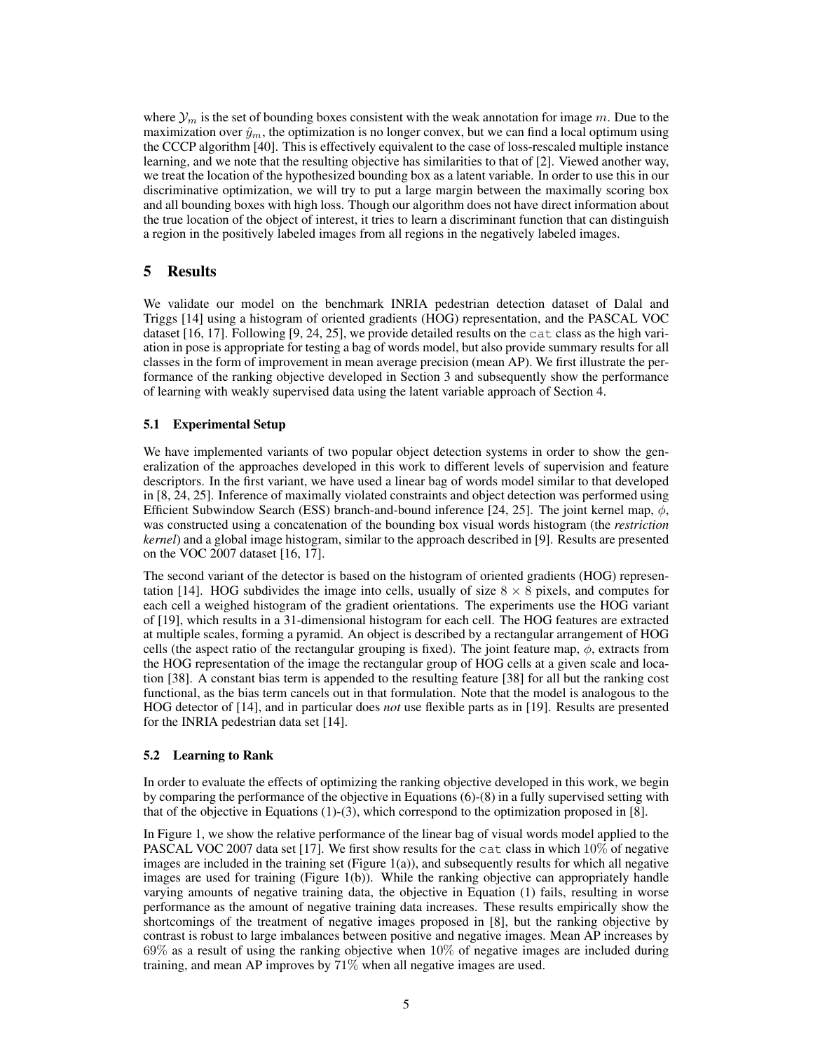where $\mathcal{Y}_m$ is the set of bounding boxes consistent with the weak annotation for image $m$. Due to the maximization over $\hat{y}_m$, the optimization is no longer convex, but we can find a local optimum using the CCCP algorithm [40]. This is effectively equivalent to the case of loss-rescaled multiple instance learning, and we note that the resulting objective has similarities to that of [2]. Viewed another way, we treat the location of the hypothesized bounding box as a latent variable. In order to use this in our discriminative optimization, we will try to put a large margin between the maximally scoring box and all bounding boxes with high loss. Though our algorithm does not have direct information about the true location of the object of interest, it tries to learn a discriminant function that can distinguish a region in the positively labeled images from all regions in the negatively labeled images.

# 5 Results

We validate our model on the benchmark INRIA pedestrian detection dataset of Dalal and Triggs [14] using a histogram of oriented gradients (HOG) representation, and the PASCAL VOC dataset [16, 17]. Following [9, 24, 25], we provide detailed results on the `cat` class as the high variation in pose is appropriate for testing a bag of words model, but also provide summary results for all classes in the form of improvement in mean average precision (mean AP). We first illustrate the performance of the ranking objective developed in Section 3 and subsequently show the performance of learning with weakly supervised data using the latent variable approach of Section 4.

## 5.1 Experimental Setup

We have implemented variants of two popular object detection systems in order to show the generalization of the approaches developed in this work to different levels of supervision and feature descriptors. In the first variant, we have used a linear bag of words model similar to that developed in [8, 24, 25]. Inference of maximally violated constraints and object detection was performed using Efficient Subwindow Search (ESS) branch-and-bound inference [24, 25]. The joint kernel map, $\phi$, was constructed using a concatenation of the bounding box visual words histogram (the *restriction kernel*) and a global image histogram, similar to the approach described in [9]. Results are presented on the VOC 2007 dataset [16, 17].

The second variant of the detector is based on the histogram of oriented gradients (HOG) representation [14]. HOG subdivides the image into cells, usually of size $8 \times 8$ pixels, and computes for each cell a weighed histogram of the gradient orientations. The experiments use the HOG variant of [19], which results in a 31-dimensional histogram for each cell. The HOG features are extracted at multiple scales, forming a pyramid. An object is described by a rectangular arrangement of HOG cells (the aspect ratio of the rectangular grouping is fixed). The joint feature map, $\phi$, extracts from the HOG representation of the image the rectangular group of HOG cells at a given scale and location [38]. A constant bias term is appended to the resulting feature [38] for all but the ranking cost functional, as the bias term cancels out in that formulation. Note that the model is analogous to the HOG detector of [14], and in particular does *not* use flexible parts as in [19]. Results are presented for the INRIA pedestrian data set [14].

## 5.2 Learning to Rank

In order to evaluate the effects of optimizing the ranking objective developed in this work, we begin by comparing the performance of the objective in Equations (6)-(8) in a fully supervised setting with that of the objective in Equations (1)-(3), which correspond to the optimization proposed in [8].

In Figure 1, we show the relative performance of the linear bag of visual words model applied to the PASCAL VOC 2007 data set [17]. We first show results for the `cat` class in which $10\%$ of negative images are included in the training set (Figure 1(a)), and subsequently results for which all negative images are used for training (Figure 1(b)). While the ranking objective can appropriately handle varying amounts of negative training data, the objective in Equation (1) fails, resulting in worse performance as the amount of negative training data increases. These results empirically show the shortcomings of the treatment of negative images proposed in [8], but the ranking objective by contrast is robust to large imbalances between positive and negative images. Mean AP increases by $69\%$ as a result of using the ranking objective when $10\%$ of negative images are included during training, and mean AP improves by $71\%$ when all negative images are used.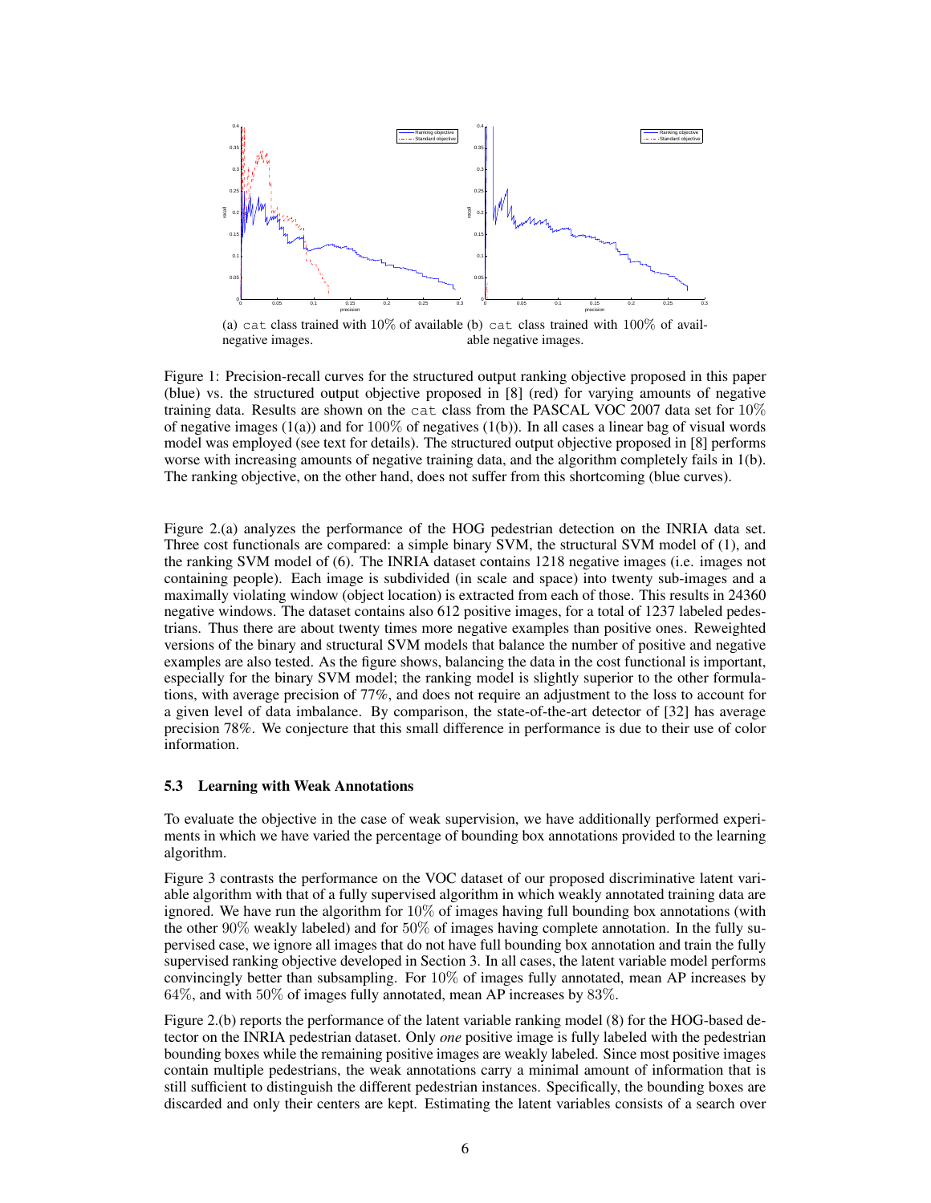(a) cat class trained with 10% of available negative images.

(b) cat class trained with 100% of available negative images.

Figure 1: Precision-recall curves for the structured output ranking objective proposed in this paper (blue) vs. the structured output objective proposed in [8] (red) for varying amounts of negative training data. Results are shown on the cat class from the PASCAL VOC 2007 data set for 10% of negative images (1(a)) and for 100% of negatives (1(b)). In all cases a linear bag of visual words model was employed (see text for details). The structured output objective proposed in [8] performs worse with increasing amounts of negative training data, and the algorithm completely fails in 1(b). The ranking objective, on the other hand, does not suffer from this shortcoming (blue curves).

Figure 2.(a) analyzes the performance of the HOG pedestrian detection on the INRIA data set. Three cost functionals are compared: a simple binary SVM, the structural SVM model of (1), and the ranking SVM model of (6). The INRIA dataset contains 1218 negative images (i.e. images not containing people). Each image is subdivided (in scale and space) into twenty sub-images and a maximally violating window (object location) is extracted from each of those. This results in 24360 negative windows. The dataset contains also 612 positive images, for a total of 1237 labeled pedestrians. Thus there are about twenty times more negative examples than positive ones. Reweighted versions of the binary and structural SVM models that balance the number of positive and negative examples are also tested. As the figure shows, balancing the data in the cost functional is important, especially for the binary SVM model; the ranking model is slightly superior to the other formulations, with average precision of 77%, and does not require an adjustment to the loss to account for a given level of data imbalance. By comparison, the state-of-the-art detector of [32] has average precision 78%. We conjecture that this small difference in performance is due to their use of color information.

### 5.3 Learning with Weak Annotations

To evaluate the objective in the case of weak supervision, we have additionally performed experiments in which we have varied the percentage of bounding box annotations provided to the learning algorithm.

Figure 3 contrasts the performance on the VOC dataset of our proposed discriminative latent variable algorithm with that of a fully supervised algorithm in which weakly annotated training data are ignored. We have run the algorithm for 10% of images having full bounding box annotations (with the other 90% weakly labeled) and for 50% of images having complete annotation. In the fully supervised case, we ignore all images that do not have full bounding box annotation and train the fully supervised ranking objective developed in Section 3. In all cases, the latent variable model performs convincingly better than subsampling. For 10% of images fully annotated, mean AP increases by 64%, and with 50% of images fully annotated, mean AP increases by 83%.

Figure 2.(b) reports the performance of the latent variable ranking model (8) for the HOG-based detector on the INRIA pedestrian dataset. Only *one* positive image is fully labeled with the pedestrian bounding boxes while the remaining positive images are weakly labeled. Since most positive images contain multiple pedestrians, the weak annotations carry a minimal amount of information that is still sufficient to distinguish the different pedestrian instances. Specifically, the bounding boxes are discarded and only their centers are kept. Estimating the latent variables consists of a search over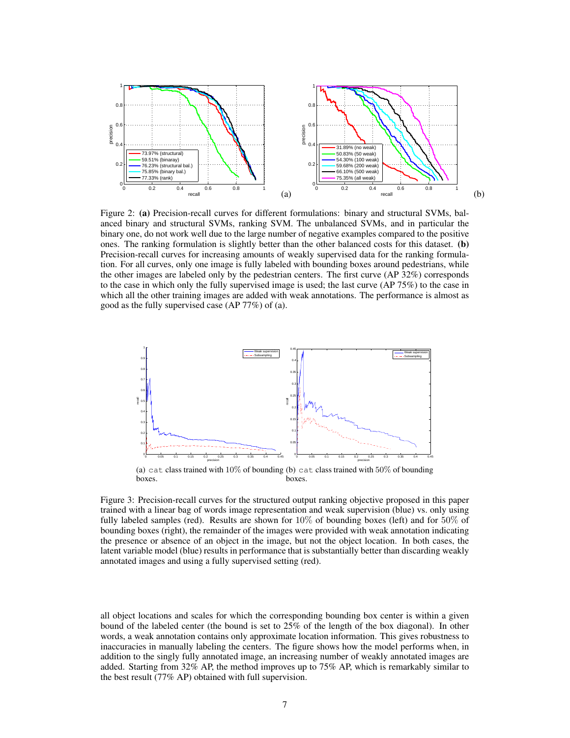Figure 2: **(a)** Precision-recall curves for different formulations: binary and structural SVMs, balanced binary and structural SVMs, ranking SVM. The unbalanced SVMs, and in particular the binary one, do not work well due to the large number of negative examples compared to the positive ones. The ranking formulation is slightly better than the other balanced costs for this dataset. **(b)** Precision-recall curves for increasing amounts of weakly supervised data for the ranking formulation. For all curves, only one image is fully labeled with bounding boxes around pedestrians, while the other images are labeled only by the pedestrian centers. The first curve (AP 32%) corresponds to the case in which only the fully supervised image is used; the last curve (AP 75%) to the case in which all the other training images are added with weak annotations. The performance is almost as good as the fully supervised case (AP 77%) of (a).

(a) `cat` class trained with 10% of bounding boxes. (b) `cat` class trained with 50% of bounding boxes.

Figure 3: Precision-recall curves for the structured output ranking objective proposed in this paper trained with a linear bag of words image representation and weak supervision (blue) vs. only using fully labeled samples (red). Results are shown for 10% of bounding boxes (left) and for 50% of bounding boxes (right), the remainder of the images were provided with weak annotation indicating the presence or absence of an object in the image, but not the object location. In both cases, the latent variable model (blue) results in performance that is substantially better than discarding weakly annotated images and using a fully supervised setting (red).

all object locations and scales for which the corresponding bounding box center is within a given bound of the labeled center (the bound is set to 25% of the length of the box diagonal). In other words, a weak annotation contains only approximate location information. This gives robustness to inaccuracies in manually labeling the centers. The figure shows how the model performs when, in addition to the singly fully annotated image, an increasing number of weakly annotated images are added. Starting from 32% AP, the method improves up to 75% AP, which is remarkably similar to the best result (77% AP) obtained with full supervision.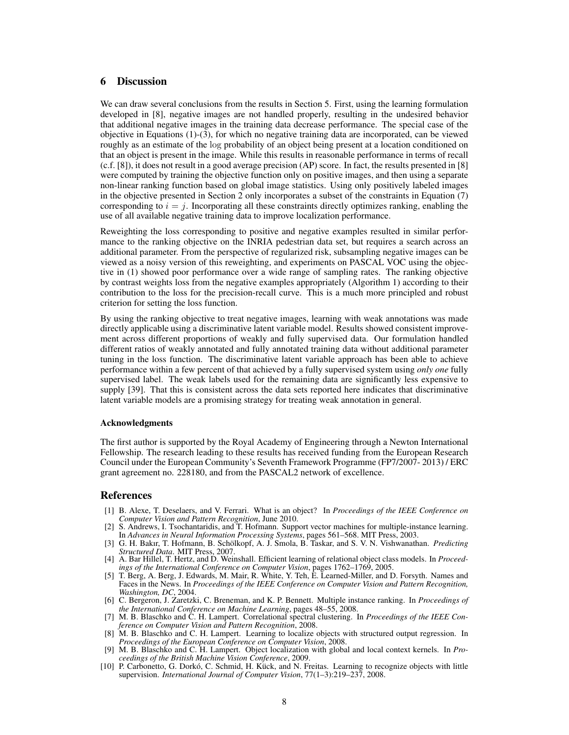## 6 Discussion

We can draw several conclusions from the results in Section 5. First, using the learning formulation developed in [8], negative images are not handled properly, resulting in the undesired behavior that additional negative images in the training data decrease performance. The special case of the objective in Equations (1)-(3), for which no negative training data are incorporated, can be viewed roughly as an estimate of the $\log$ probability of an object being present at a location conditioned on that an object is present in the image. While this results in reasonable performance in terms of recall (c.f. [8]), it does not result in a good average precision (AP) score. In fact, the results presented in [8] were computed by training the objective function only on positive images, and then using a separate non-linear ranking function based on global image statistics. Using only positively labeled images in the objective presented in Section 2 only incorporates a subset of the constraints in Equation (7) corresponding to $i = j$. Incorporating all these constraints directly optimizes ranking, enabling the use of all available negative training data to improve localization performance.

Reweighting the loss corresponding to positive and negative examples resulted in similar performance to the ranking objective on the INRIA pedestrian data set, but requires a search across an additional parameter. From the perspective of regularized risk, subsampling negative images can be viewed as a noisy version of this reweighting, and experiments on PASCAL VOC using the objective in (1) showed poor performance over a wide range of sampling rates. The ranking objective by contrast weights loss from the negative examples appropriately (Algorithm 1) according to their contribution to the loss for the precision-recall curve. This is a much more principled and robust criterion for setting the loss function.

By using the ranking objective to treat negative images, learning with weak annotations was made directly applicable using a discriminative latent variable model. Results showed consistent improvement across different proportions of weakly and fully supervised data. Our formulation handled different ratios of weakly annotated and fully annotated training data without additional parameter tuning in the loss function. The discriminative latent variable approach has been able to achieve performance within a few percent of that achieved by a fully supervised system using *only one* fully supervised label. The weak labels used for the remaining data are significantly less expensive to supply [39]. That this is consistent across the data sets reported here indicates that discriminative latent variable models are a promising strategy for treating weak annotation in general.

#### Acknowledgments

The first author is supported by the Royal Academy of Engineering through a Newton International Fellowship. The research leading to these results has received funding from the European Research Council under the European Community's Seventh Framework Programme (FP7/2007- 2013) / ERC grant agreement no. 228180, and from the PASCAL2 network of excellence.

## References

[1] B. Alexe, T. Deselaers, and V. Ferrari. What is an object? In *Proceedings of the IEEE Conference on Computer Vision and Pattern Recognition*, June 2010.

[2] S. Andrews, I. Tsochantaridis, and T. Hofmann. Support vector machines for multiple-instance learning. In *Advances in Neural Information Processing Systems*, pages 561–568. MIT Press, 2003.

[3] G. H. Bakır, T. Hofmann, B. Schölkopf, A. J. Smola, B. Taskar, and S. V. N. Vishwanathan. *Predicting Structured Data*. MIT Press, 2007.

[4] A. Bar Hillel, T. Hertz, and D. Weinshall. Efficient learning of relational object class models. In *Proceedings of the International Conference on Computer Vision*, pages 1762–1769, 2005.

[5] T. Berg, A. Berg, J. Edwards, M. Mair, R. White, Y. Teh, E. Learned-Miller, and D. Forsyth. Names and Faces in the News. In *Proceedings of the IEEE Conference on Computer Vision and Pattern Recognition, Washington, DC*, 2004.

[6] C. Bergeron, J. Zaretzki, C. Breneman, and K. P. Bennett. Multiple instance ranking. In *Proceedings of the International Conference on Machine Learning*, pages 48–55, 2008.

[7] M. B. Blaschko and C. H. Lampert. Correlational spectral clustering. In *Proceedings of the IEEE Conference on Computer Vision and Pattern Recognition*, 2008.

[8] M. B. Blaschko and C. H. Lampert. Learning to localize objects with structured output regression. In *Proceedings of the European Conference on Computer Vision*, 2008.

[9] M. B. Blaschko and C. H. Lampert. Object localization with global and local context kernels. In *Proceedings of the British Machine Vision Conference*, 2009.

[10] P. Carbonetto, G. Dorkó, C. Schmid, H. Kück, and N. Freitas. Learning to recognize objects with little supervision. *International Journal of Computer Vision*, 77(1–3):219–237, 2008.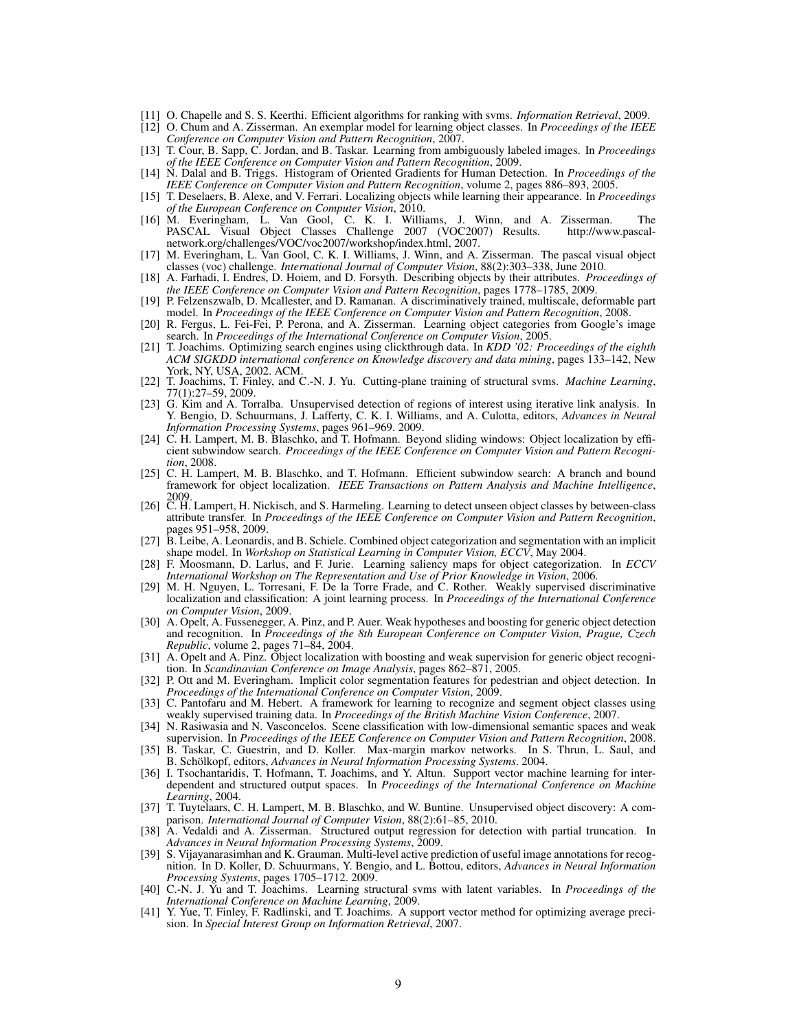[11] O. Chapelle and S. S. Keerthi. Efficient algorithms for ranking with svms. *Information Retrieval*, 2009.

[12] O. Chum and A. Zisserman. An exemplar model for learning object classes. In *Proceedings of the IEEE Conference on Computer Vision and Pattern Recognition*, 2007.

[13] T. Cour, B. Sapp, C. Jordan, and B. Taskar. Learning from ambiguously labeled images. In *Proceedings of the IEEE Conference on Computer Vision and Pattern Recognition*, 2009.

[14] N. Dalal and B. Triggs. Histogram of Oriented Gradients for Human Detection. In *Proceedings of the IEEE Conference on Computer Vision and Pattern Recognition*, volume 2, pages 886–893, 2005.

[15] T. Deselaers, B. Alexe, and V. Ferrari. Localizing objects while learning their appearance. In *Proceedings of the European Conference on Computer Vision*, 2010.

[16] M. Everingham, L. Van Gool, C. K. I. Williams, J. Winn, and A. Zisserman. The PASCAL Visual Object Classes Challenge 2007 (VOC2007) Results. http://www.pascal-network.org/challenges/VOC/voc2007/workshop/index.html, 2007.

[17] M. Everingham, L. Van Gool, C. K. I. Williams, J. Winn, and A. Zisserman. The pascal visual object classes (voc) challenge. *International Journal of Computer Vision*, 88(2):303–338, June 2010.

[18] A. Farhadi, I. Endres, D. Hoiem, and D. Forsyth. Describing objects by their attributes. *Proceedings of the IEEE Conference on Computer Vision and Pattern Recognition*, pages 1778–1785, 2009.

[19] P. Felzenszwalb, D. Mcallester, and D. Ramanan. A discriminatively trained, multiscale, deformable part model. In *Proceedings of the IEEE Conference on Computer Vision and Pattern Recognition*, 2008.

[20] R. Fergus, L. Fei-Fei, P. Perona, and A. Zisserman. Learning object categories from Google's image search. In *Proceedings of the International Conference on Computer Vision*, 2005.

[21] T. Joachims. Optimizing search engines using clickthrough data. In *KDD '02: Proceedings of the eighth ACM SIGKDD international conference on Knowledge discovery and data mining*, pages 133–142, New York, NY, USA, 2002. ACM.

[22] T. Joachims, T. Finley, and C.-N. J. Yu. Cutting-plane training of structural svms. *Machine Learning*, 77(1):27–59, 2009.

[23] G. Kim and A. Torralba. Unsupervised detection of regions of interest using iterative link analysis. In Y. Bengio, D. Schuurmans, J. Lafferty, C. K. I. Williams, and A. Culotta, editors, *Advances in Neural Information Processing Systems*, pages 961–969. 2009.

[24] C. H. Lampert, M. B. Blaschko, and T. Hofmann. Beyond sliding windows: Object localization by efficient subwindow search. *Proceedings of the IEEE Conference on Computer Vision and Pattern Recognition*, 2008.

[25] C. H. Lampert, M. B. Blaschko, and T. Hofmann. Efficient subwindow search: A branch and bound framework for object localization. *IEEE Transactions on Pattern Analysis and Machine Intelligence*, 2009.

[26] C. H. Lampert, H. Nickisch, and S. Harmeling. Learning to detect unseen object classes by between-class attribute transfer. In *Proceedings of the IEEE Conference on Computer Vision and Pattern Recognition*, pages 951–958, 2009.

[27] B. Leibe, A. Leonardis, and B. Schiele. Combined object categorization and segmentation with an implicit shape model. In *Workshop on Statistical Learning in Computer Vision, ECCV*, May 2004.

[28] F. Moosmann, D. Larlus, and F. Jurie. Learning saliency maps for object categorization. In *ECCV International Workshop on The Representation and Use of Prior Knowledge in Vision*, 2006.

[29] M. H. Nguyen, L. Torresani, F. De la Torre Frade, and C. Rother. Weakly supervised discriminative localization and classification: A joint learning process. In *Proceedings of the International Conference on Computer Vision*, 2009.

[30] A. Opelt, A. Fussenegger, A. Pinz, and P. Auer. Weak hypotheses and boosting for generic object detection and recognition. In *Proceedings of the 8th European Conference on Computer Vision, Prague, Czech Republic*, volume 2, pages 71–84, 2004.

[31] A. Opelt and A. Pinz. Object localization with boosting and weak supervision for generic object recognition. In *Scandinavian Conference on Image Analysis*, pages 862–871, 2005.

[32] P. Ott and M. Everingham. Implicit color segmentation features for pedestrian and object detection. In *Proceedings of the International Conference on Computer Vision*, 2009.

[33] C. Pantofaru and M. Hebert. A framework for learning to recognize and segment object classes using weakly supervised training data. In *Proceedings of the British Machine Vision Conference*, 2007.

[34] N. Rasiwasia and N. Vasconcelos. Scene classification with low-dimensional semantic spaces and weak supervision. In *Proceedings of the IEEE Conference on Computer Vision and Pattern Recognition*, 2008.

[35] B. Taskar, C. Guestrin, and D. Koller. Max-margin markov networks. In S. Thrun, L. Saul, and B. Schölkopf, editors, *Advances in Neural Information Processing Systems*. 2004.

[36] I. Tsochantaridis, T. Hofmann, T. Joachims, and Y. Altun. Support vector machine learning for interdependent and structured output spaces. In *Proceedings of the International Conference on Machine Learning*, 2004.

[37] T. Tuytelaars, C. H. Lampert, M. B. Blaschko, and W. Buntine. Unsupervised object discovery: A comparison. *International Journal of Computer Vision*, 88(2):61–85, 2010.

[38] A. Vedaldi and A. Zisserman. Structured output regression for detection with partial truncation. In *Advances in Neural Information Processing Systems*, 2009.

[39] S. Vijayanarasimhan and K. Grauman. Multi-level active prediction of useful image annotations for recognition. In D. Koller, D. Schuurmans, Y. Bengio, and L. Bottou, editors, *Advances in Neural Information Processing Systems*, pages 1705–1712. 2009.

[40] C.-N. J. Yu and T. Joachims. Learning structural svms with latent variables. In *Proceedings of the International Conference on Machine Learning*, 2009.

[41] Y. Yue, T. Finley, F. Radlinski, and T. Joachims. A support vector method for optimizing average precision. In *Special Interest Group on Information Retrieval*, 2007.